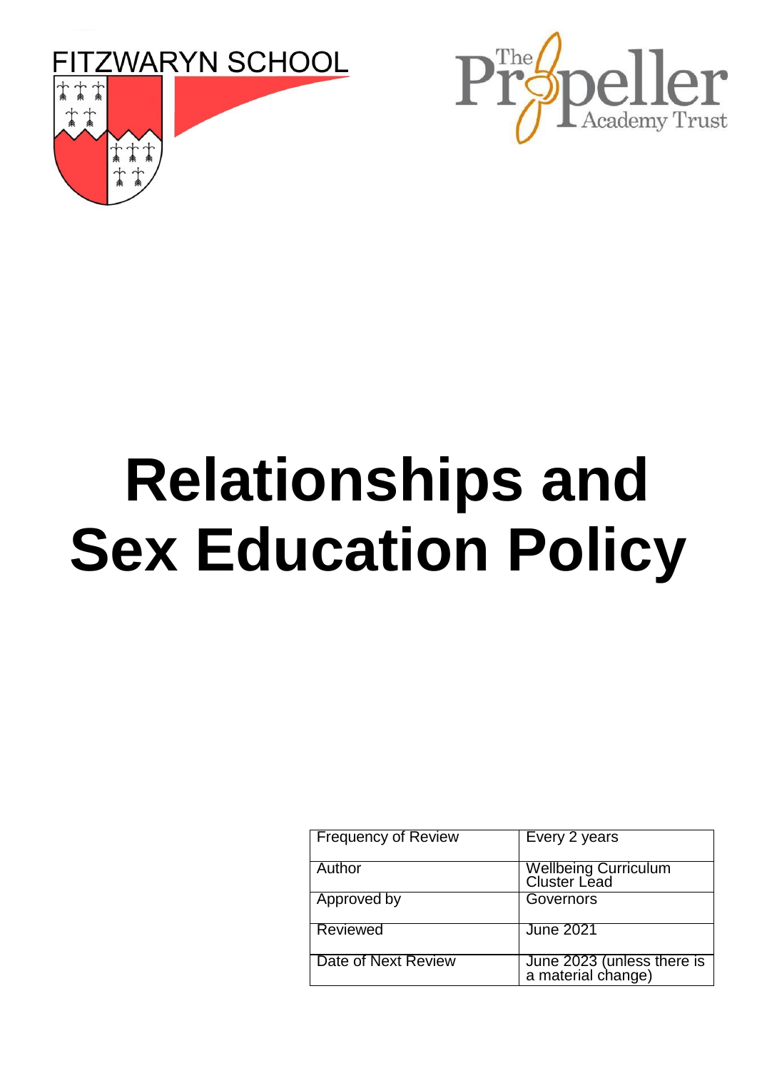FITZWARYN SCHOOL

The Propeller Academy Trust

# Relationships and Sex Education Policy

| Frequency of Review | Every 2 years |
|---|---|
| Author | Wellbeing Curriculum Cluster Lead |
| Approved by | Governors |
| Reviewed | June 2021 |
| Date of Next Review | June 2023 (unless there is a material change) |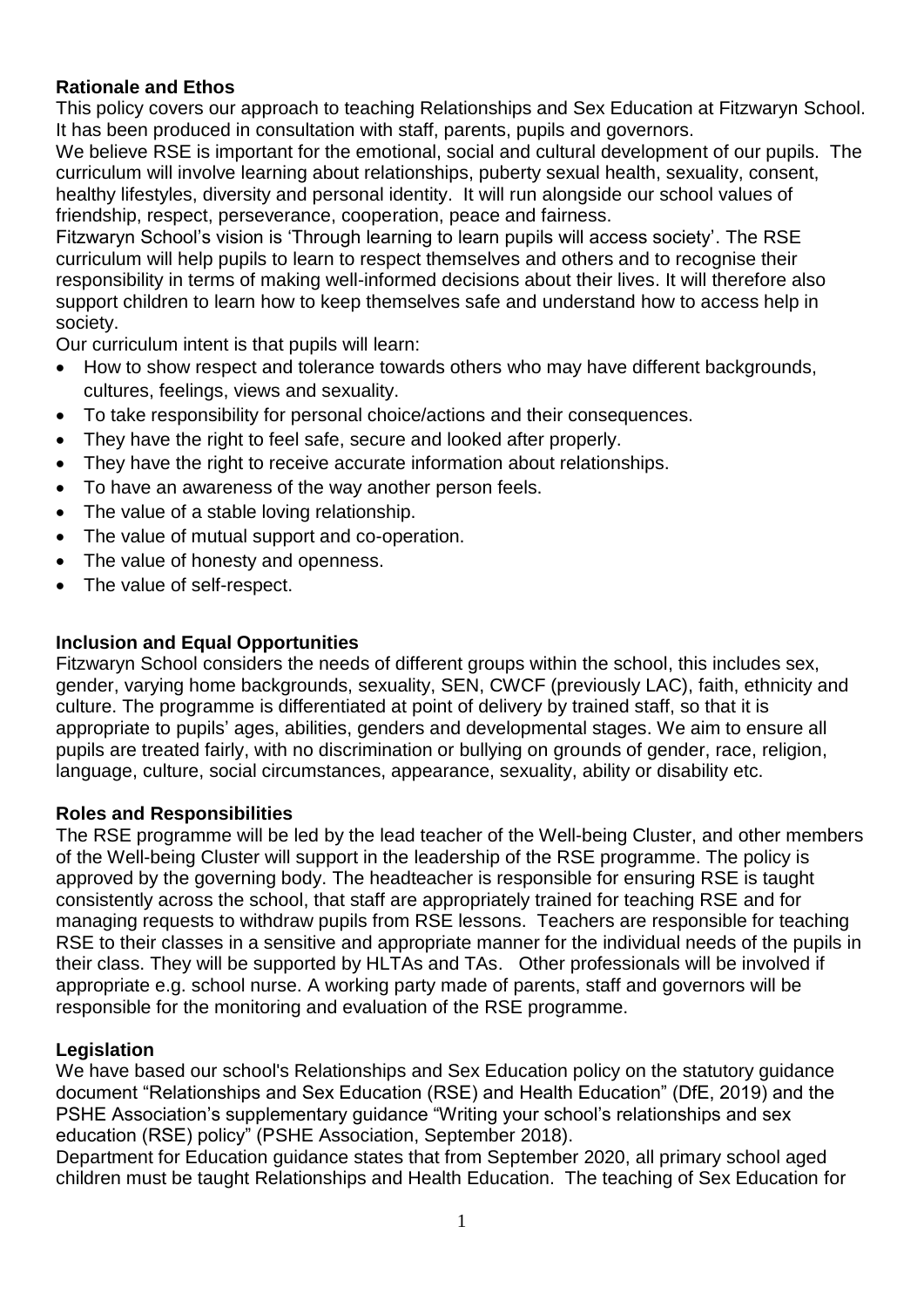## Rationale and Ethos

This policy covers our approach to teaching Relationships and Sex Education at Fitzwaryn School. It has been produced in consultation with staff, parents, pupils and governors.

We believe RSE is important for the emotional, social and cultural development of our pupils. The curriculum will involve learning about relationships, puberty sexual health, sexuality, consent, healthy lifestyles, diversity and personal identity. It will run alongside our school values of friendship, respect, perseverance, cooperation, peace and fairness.

Fitzwaryn School's vision is 'Through learning to learn pupils will access society'. The RSE curriculum will help pupils to learn to respect themselves and others and to recognise their responsibility in terms of making well-informed decisions about their lives. It will therefore also support children to learn how to keep themselves safe and understand how to access help in society.

Our curriculum intent is that pupils will learn:

- How to show respect and tolerance towards others who may have different backgrounds, cultures, feelings, views and sexuality.
- To take responsibility for personal choice/actions and their consequences.
- They have the right to feel safe, secure and looked after properly.
- They have the right to receive accurate information about relationships.
- To have an awareness of the way another person feels.
- The value of a stable loving relationship.
- The value of mutual support and co-operation.
- The value of honesty and openness.
- The value of self-respect.

## Inclusion and Equal Opportunities

Fitzwaryn School considers the needs of different groups within the school, this includes sex, gender, varying home backgrounds, sexuality, SEN, CWCF (previously LAC), faith, ethnicity and culture. The programme is differentiated at point of delivery by trained staff, so that it is appropriate to pupils' ages, abilities, genders and developmental stages. We aim to ensure all pupils are treated fairly, with no discrimination or bullying on grounds of gender, race, religion, language, culture, social circumstances, appearance, sexuality, ability or disability etc.

## Roles and Responsibilities

The RSE programme will be led by the lead teacher of the Well-being Cluster, and other members of the Well-being Cluster will support in the leadership of the RSE programme. The policy is approved by the governing body. The headteacher is responsible for ensuring RSE is taught consistently across the school, that staff are appropriately trained for teaching RSE and for managing requests to withdraw pupils from RSE lessons. Teachers are responsible for teaching RSE to their classes in a sensitive and appropriate manner for the individual needs of the pupils in their class. They will be supported by HLTAs and TAs. Other professionals will be involved if appropriate e.g. school nurse. A working party made of parents, staff and governors will be responsible for the monitoring and evaluation of the RSE programme.

## Legislation

We have based our school's Relationships and Sex Education policy on the statutory guidance document "Relationships and Sex Education (RSE) and Health Education" (DfE, 2019) and the PSHE Association's supplementary guidance "Writing your school's relationships and sex education (RSE) policy" (PSHE Association, September 2018).

Department for Education guidance states that from September 2020, all primary school aged children must be taught Relationships and Health Education. The teaching of Sex Education for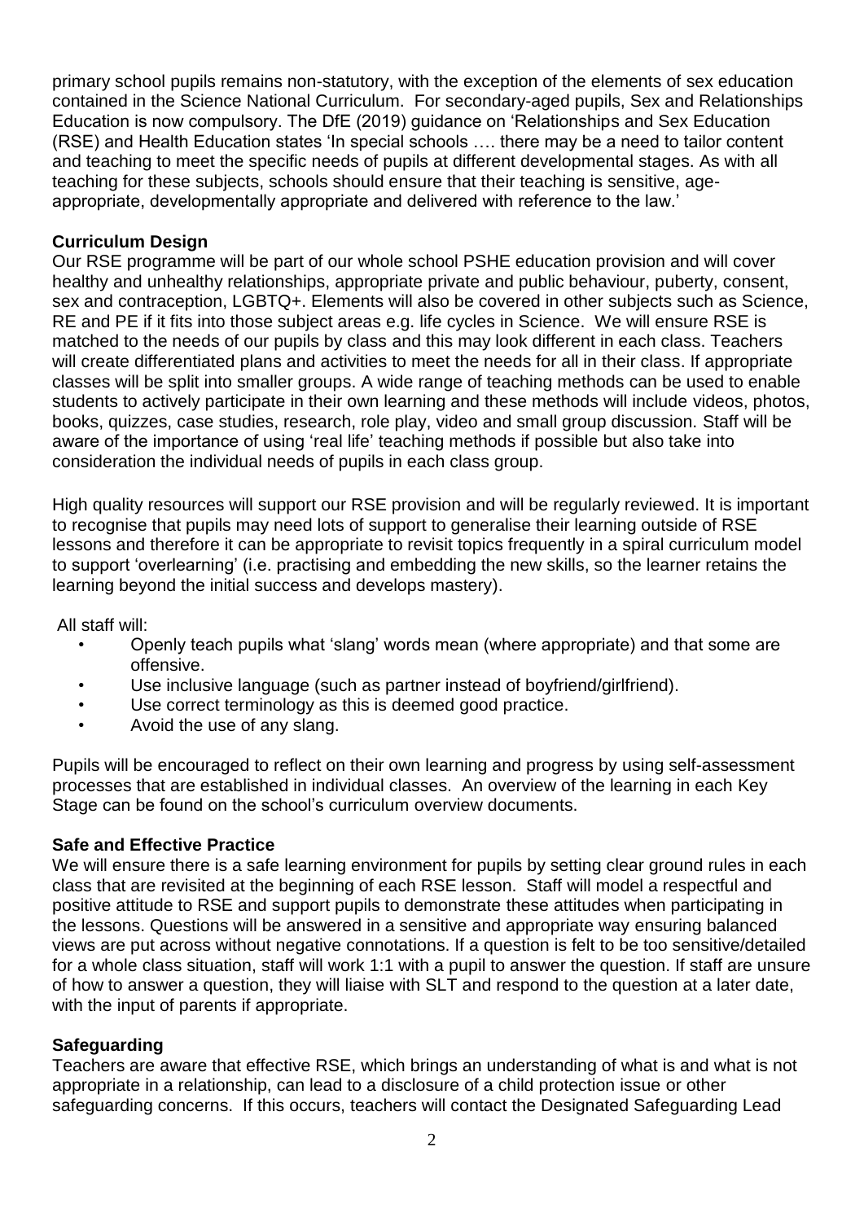primary school pupils remains non-statutory, with the exception of the elements of sex education contained in the Science National Curriculum. For secondary-aged pupils, Sex and Relationships Education is now compulsory. The DfE (2019) guidance on 'Relationships and Sex Education (RSE) and Health Education states 'In special schools …. there may be a need to tailor content and teaching to meet the specific needs of pupils at different developmental stages. As with all teaching for these subjects, schools should ensure that their teaching is sensitive, age-appropriate, developmentally appropriate and delivered with reference to the law.'

**Curriculum Design**

Our RSE programme will be part of our whole school PSHE education provision and will cover healthy and unhealthy relationships, appropriate private and public behaviour, puberty, consent, sex and contraception, LGBTQ+. Elements will also be covered in other subjects such as Science, RE and PE if it fits into those subject areas e.g. life cycles in Science. We will ensure RSE is matched to the needs of our pupils by class and this may look different in each class. Teachers will create differentiated plans and activities to meet the needs for all in their class. If appropriate classes will be split into smaller groups. A wide range of teaching methods can be used to enable students to actively participate in their own learning and these methods will include videos, photos, books, quizzes, case studies, research, role play, video and small group discussion. Staff will be aware of the importance of using 'real life' teaching methods if possible but also take into consideration the individual needs of pupils in each class group.

High quality resources will support our RSE provision and will be regularly reviewed. It is important to recognise that pupils may need lots of support to generalise their learning outside of RSE lessons and therefore it can be appropriate to revisit topics frequently in a spiral curriculum model to support 'overlearning' (i.e. practising and embedding the new skills, so the learner retains the learning beyond the initial success and develops mastery).

All staff will:

- Openly teach pupils what 'slang' words mean (where appropriate) and that some are offensive.
- Use inclusive language (such as partner instead of boyfriend/girlfriend).
- Use correct terminology as this is deemed good practice.
- Avoid the use of any slang.

Pupils will be encouraged to reflect on their own learning and progress by using self-assessment processes that are established in individual classes. An overview of the learning in each Key Stage can be found on the school's curriculum overview documents.

**Safe and Effective Practice**

We will ensure there is a safe learning environment for pupils by setting clear ground rules in each class that are revisited at the beginning of each RSE lesson. Staff will model a respectful and positive attitude to RSE and support pupils to demonstrate these attitudes when participating in the lessons. Questions will be answered in a sensitive and appropriate way ensuring balanced views are put across without negative connotations. If a question is felt to be too sensitive/detailed for a whole class situation, staff will work 1:1 with a pupil to answer the question. If staff are unsure of how to answer a question, they will liaise with SLT and respond to the question at a later date, with the input of parents if appropriate.

**Safeguarding**

Teachers are aware that effective RSE, which brings an understanding of what is and what is not appropriate in a relationship, can lead to a disclosure of a child protection issue or other safeguarding concerns. If this occurs, teachers will contact the Designated Safeguarding Lead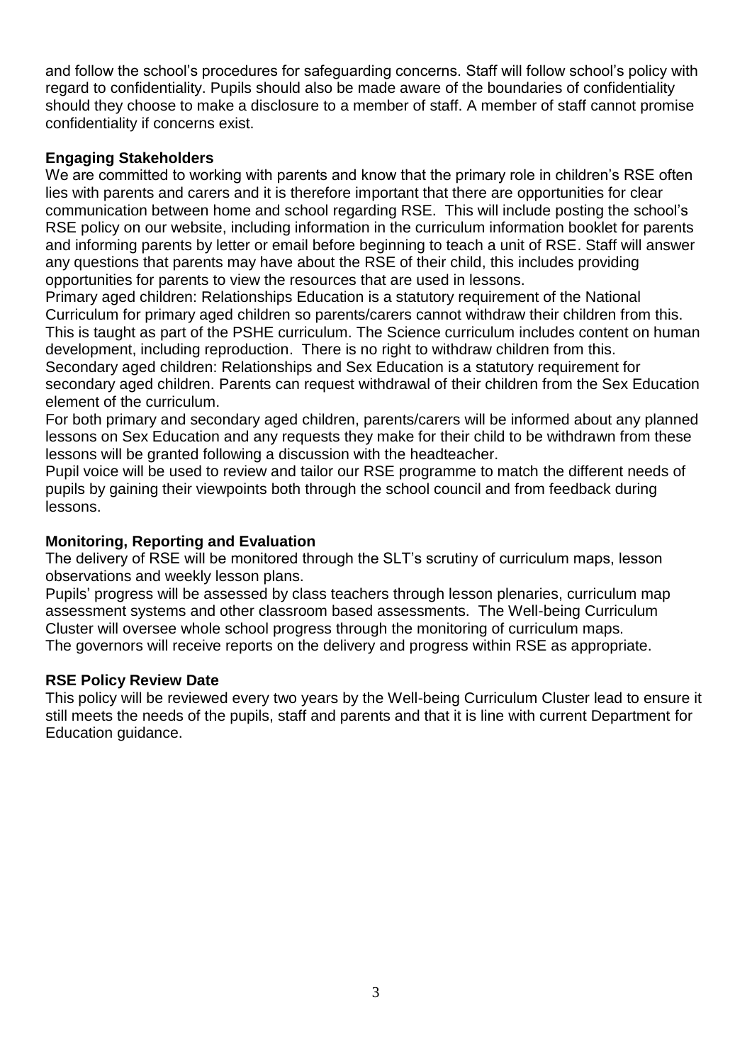and follow the school's procedures for safeguarding concerns. Staff will follow school's policy with regard to confidentiality. Pupils should also be made aware of the boundaries of confidentiality should they choose to make a disclosure to a member of staff. A member of staff cannot promise confidentiality if concerns exist.

**Engaging Stakeholders**

We are committed to working with parents and know that the primary role in children's RSE often lies with parents and carers and it is therefore important that there are opportunities for clear communication between home and school regarding RSE. This will include posting the school's RSE policy on our website, including information in the curriculum information booklet for parents and informing parents by letter or email before beginning to teach a unit of RSE. Staff will answer any questions that parents may have about the RSE of their child, this includes providing opportunities for parents to view the resources that are used in lessons.

Primary aged children: Relationships Education is a statutory requirement of the National Curriculum for primary aged children so parents/carers cannot withdraw their children from this. This is taught as part of the PSHE curriculum. The Science curriculum includes content on human development, including reproduction. There is no right to withdraw children from this.

Secondary aged children: Relationships and Sex Education is a statutory requirement for secondary aged children. Parents can request withdrawal of their children from the Sex Education element of the curriculum.

For both primary and secondary aged children, parents/carers will be informed about any planned lessons on Sex Education and any requests they make for their child to be withdrawn from these lessons will be granted following a discussion with the headteacher.

Pupil voice will be used to review and tailor our RSE programme to match the different needs of pupils by gaining their viewpoints both through the school council and from feedback during lessons.

**Monitoring, Reporting and Evaluation**

The delivery of RSE will be monitored through the SLT's scrutiny of curriculum maps, lesson observations and weekly lesson plans.

Pupils' progress will be assessed by class teachers through lesson plenaries, curriculum map assessment systems and other classroom based assessments. The Well-being Curriculum Cluster will oversee whole school progress through the monitoring of curriculum maps.

The governors will receive reports on the delivery and progress within RSE as appropriate.

**RSE Policy Review Date**

This policy will be reviewed every two years by the Well-being Curriculum Cluster lead to ensure it still meets the needs of the pupils, staff and parents and that it is line with current Department for Education guidance.